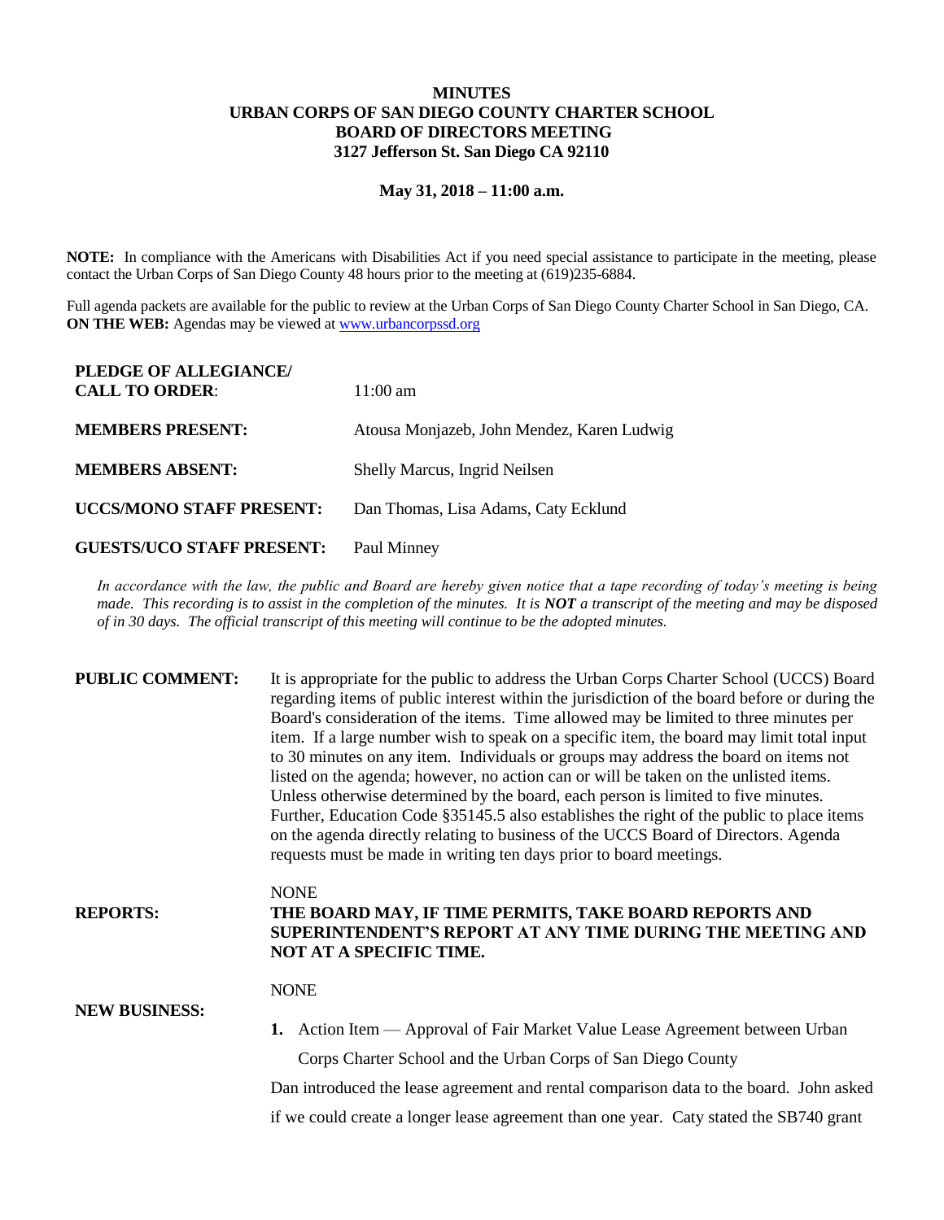# MINUTES
# URBAN CORPS OF SAN DIEGO COUNTY CHARTER SCHOOL
# BOARD OF DIRECTORS MEETING
## 3127 Jefferson St. San Diego CA 92110

**May 31, 2018 – 11:00 a.m.**

**NOTE:** In compliance with the Americans with Disabilities Act if you need special assistance to participate in the meeting, please contact the Urban Corps of San Diego County 48 hours prior to the meeting at (619)235-6884.

Full agenda packets are available for the public to review at the Urban Corps of San Diego County Charter School in San Diego, CA.
**ON THE WEB:** Agendas may be viewed at www.urbancorpssd.org

| | |
|---|---|
| **PLEDGE OF ALLEGIANCE/ CALL TO ORDER**: | 11:00 am |
| **MEMBERS PRESENT:** | Atousa Monjazeb, John Mendez, Karen Ludwig |
| **MEMBERS ABSENT:** | Shelly Marcus, Ingrid Neilsen |
| **UCCS/MONO STAFF PRESENT:** | Dan Thomas, Lisa Adams, Caty Ecklund |
| **GUESTS/UCO STAFF PRESENT:** | Paul Minney |

*In accordance with the law, the public and Board are hereby given notice that a tape recording of today's meeting is being made. This recording is to assist in the completion of the minutes. It is **NOT** a transcript of the meeting and may be disposed of in 30 days. The official transcript of this meeting will continue to be the adopted minutes.*

**PUBLIC COMMENT:** It is appropriate for the public to address the Urban Corps Charter School (UCCS) Board regarding items of public interest within the jurisdiction of the board before or during the Board's consideration of the items. Time allowed may be limited to three minutes per item. If a large number wish to speak on a specific item, the board may limit total input to 30 minutes on any item. Individuals or groups may address the board on items not listed on the agenda; however, no action can or will be taken on the unlisted items. Unless otherwise determined by the board, each person is limited to five minutes. Further, Education Code §35145.5 also establishes the right of the public to place items on the agenda directly relating to business of the UCCS Board of Directors. Agenda requests must be made in writing ten days prior to board meetings.

NONE

**REPORTS:** **THE BOARD MAY, IF TIME PERMITS, TAKE BOARD REPORTS AND SUPERINTENDENT'S REPORT AT ANY TIME DURING THE MEETING AND NOT AT A SPECIFIC TIME.**

NONE

**NEW BUSINESS:**

1. Action Item — Approval of Fair Market Value Lease Agreement between Urban Corps Charter School and the Urban Corps of San Diego County

Dan introduced the lease agreement and rental comparison data to the board. John asked if we could create a longer lease agreement than one year. Caty stated the SB740 grant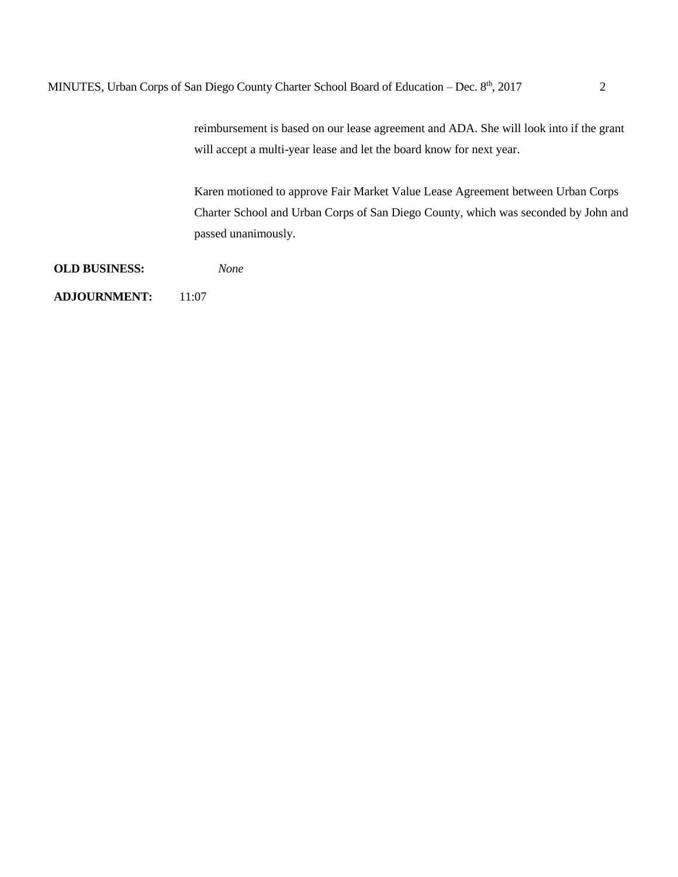reimbursement is based on our lease agreement and ADA. She will look into if the grant will accept a multi-year lease and let the board know for next year.

Karen motioned to approve Fair Market Value Lease Agreement between Urban Corps Charter School and Urban Corps of San Diego County, which was seconded by John and passed unanimously.

**OLD BUSINESS:** *None*

**ADJOURNMENT:** 11:07